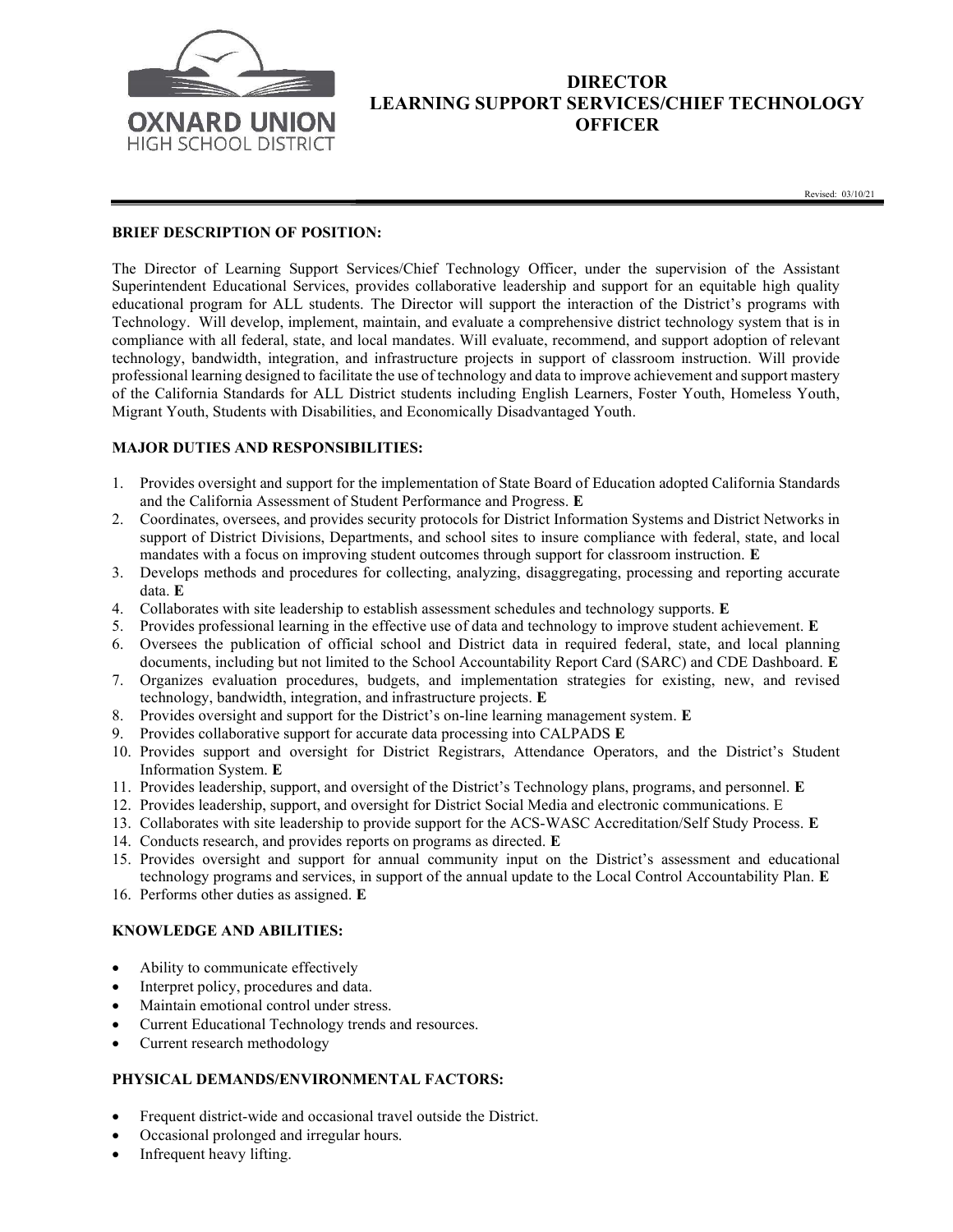OXNARD UNION
HIGH SCHOOL DISTRICT

# DIRECTOR
# LEARNING SUPPORT SERVICES/CHIEF TECHNOLOGY OFFICER

Revised: 03/10/21

## BRIEF DESCRIPTION OF POSITION:

The Director of Learning Support Services/Chief Technology Officer, under the supervision of the Assistant Superintendent Educational Services, provides collaborative leadership and support for an equitable high quality educational program for ALL students. The Director will support the interaction of the District's programs with Technology. Will develop, implement, maintain, and evaluate a comprehensive district technology system that is in compliance with all federal, state, and local mandates. Will evaluate, recommend, and support adoption of relevant technology, bandwidth, integration, and infrastructure projects in support of classroom instruction. Will provide professional learning designed to facilitate the use of technology and data to improve achievement and support mastery of the California Standards for ALL District students including English Learners, Foster Youth, Homeless Youth, Migrant Youth, Students with Disabilities, and Economically Disadvantaged Youth.

## MAJOR DUTIES AND RESPONSIBILITIES:

1. Provides oversight and support for the implementation of State Board of Education adopted California Standards and the California Assessment of Student Performance and Progress. **E**
2. Coordinates, oversees, and provides security protocols for District Information Systems and District Networks in support of District Divisions, Departments, and school sites to insure compliance with federal, state, and local mandates with a focus on improving student outcomes through support for classroom instruction. **E**
3. Develops methods and procedures for collecting, analyzing, disaggregating, processing and reporting accurate data. **E**
4. Collaborates with site leadership to establish assessment schedules and technology supports. **E**
5. Provides professional learning in the effective use of data and technology to improve student achievement. **E**
6. Oversees the publication of official school and District data in required federal, state, and local planning documents, including but not limited to the School Accountability Report Card (SARC) and CDE Dashboard. **E**
7. Organizes evaluation procedures, budgets, and implementation strategies for existing, new, and revised technology, bandwidth, integration, and infrastructure projects. **E**
8. Provides oversight and support for the District's on-line learning management system. **E**
9. Provides collaborative support for accurate data processing into CALPADS **E**
10. Provides support and oversight for District Registrars, Attendance Operators, and the District's Student Information System. **E**
11. Provides leadership, support, and oversight of the District's Technology plans, programs, and personnel. **E**
12. Provides leadership, support, and oversight for District Social Media and electronic communications. E
13. Collaborates with site leadership to provide support for the ACS-WASC Accreditation/Self Study Process. **E**
14. Conducts research, and provides reports on programs as directed. **E**
15. Provides oversight and support for annual community input on the District's assessment and educational technology programs and services, in support of the annual update to the Local Control Accountability Plan. **E**
16. Performs other duties as assigned. **E**

## KNOWLEDGE AND ABILITIES:

- Ability to communicate effectively
- Interpret policy, procedures and data.
- Maintain emotional control under stress.
- Current Educational Technology trends and resources.
- Current research methodology

## PHYSICAL DEMANDS/ENVIRONMENTAL FACTORS:

- Frequent district-wide and occasional travel outside the District.
- Occasional prolonged and irregular hours.
- Infrequent heavy lifting.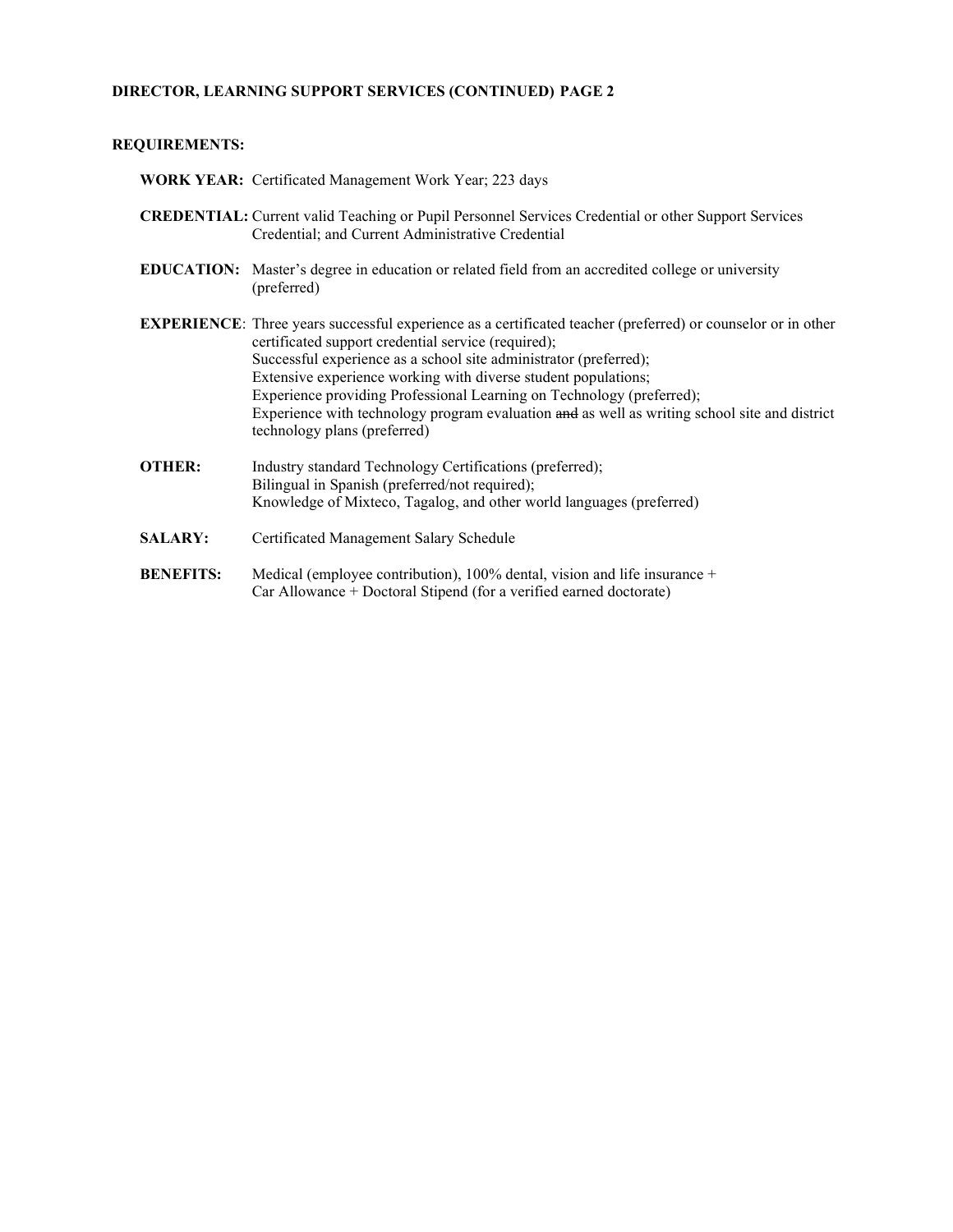**REQUIREMENTS:**

**WORK YEAR:** Certificated Management Work Year; 223 days

**CREDENTIAL:** Current valid Teaching or Pupil Personnel Services Credential or other Support Services Credential; and Current Administrative Credential

**EDUCATION:** Master's degree in education or related field from an accredited college or university (preferred)

**EXPERIENCE**: Three years successful experience as a certificated teacher (preferred) or counselor or in other certificated support credential service (required);
Successful experience as a school site administrator (preferred);
Extensive experience working with diverse student populations;
Experience providing Professional Learning on Technology (preferred);
Experience with technology program evaluation ~~and~~ as well as writing school site and district technology plans (preferred)

**OTHER:** Industry standard Technology Certifications (preferred);
Bilingual in Spanish (preferred/not required);
Knowledge of Mixteco, Tagalog, and other world languages (preferred)

**SALARY:** Certificated Management Salary Schedule

**BENEFITS:** Medical (employee contribution), 100% dental, vision and life insurance +
Car Allowance + Doctoral Stipend (for a verified earned doctorate)